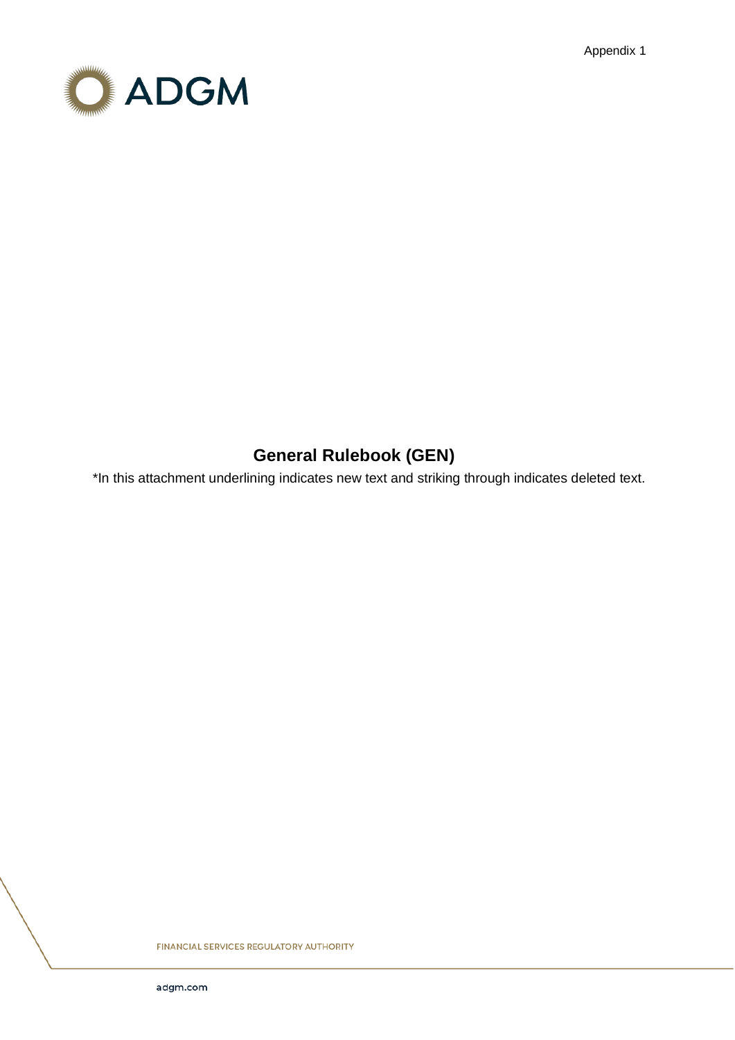Appendix 1

ADGM

# General Rulebook (GEN)

*In this attachment underlining indicates new text and striking through indicates deleted text.

FINANCIAL SERVICES REGULATORY AUTHORITY

adgm.com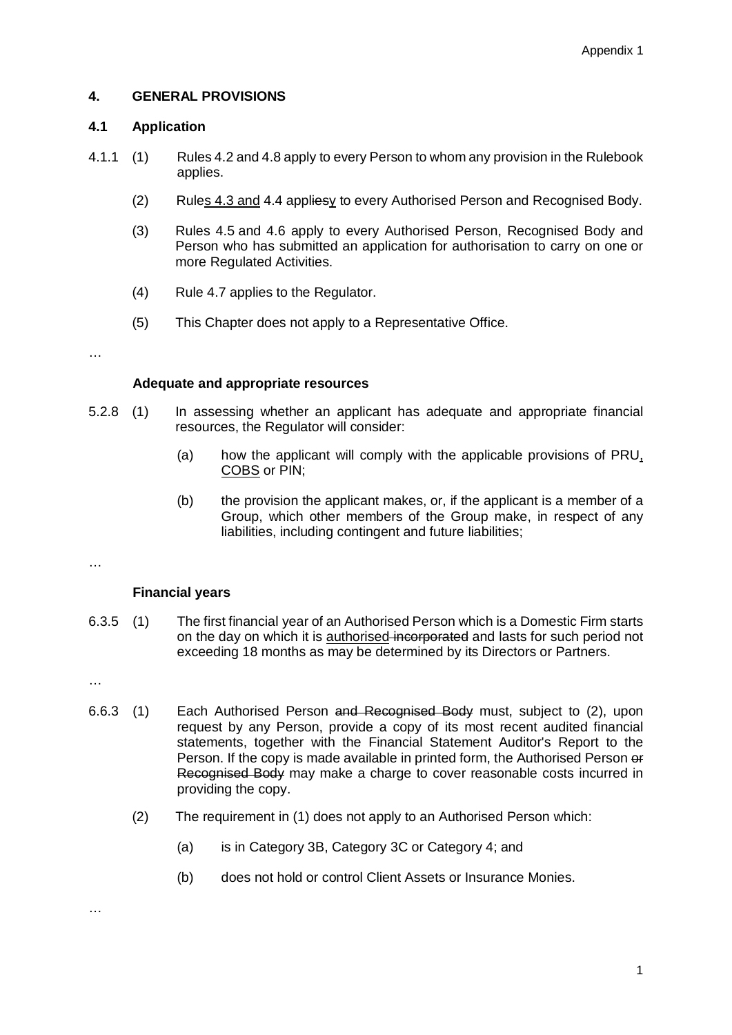## 4. GENERAL PROVISIONS

### 4.1 Application

4.1.1 (1) Rules 4.2 and 4.8 apply to every Person to whom any provision in the Rulebook applies.

(2) Rules 4.3 and 4.4 appliesy to every Authorised Person and Recognised Body.

(3) Rules 4.5 and 4.6 apply to every Authorised Person, Recognised Body and Person who has submitted an application for authorisation to carry on one or more Regulated Activities.

(4) Rule 4.7 applies to the Regulator.

(5) This Chapter does not apply to a Representative Office.

…

**Adequate and appropriate resources**

5.2.8 (1) In assessing whether an applicant has adequate and appropriate financial resources, the Regulator will consider:

(a) how the applicant will comply with the applicable provisions of PRU, COBS or PIN;

(b) the provision the applicant makes, or, if the applicant is a member of a Group, which other members of the Group make, in respect of any liabilities, including contingent and future liabilities;

…

**Financial years**

6.3.5 (1) The first financial year of an Authorised Person which is a Domestic Firm starts on the day on which it is authorised incorporated and lasts for such period not exceeding 18 months as may be determined by its Directors or Partners.

…

6.6.3 (1) Each Authorised Person and Recognised Body must, subject to (2), upon request by any Person, provide a copy of its most recent audited financial statements, together with the Financial Statement Auditor's Report to the Person. If the copy is made available in printed form, the Authorised Person or Recognised Body may make a charge to cover reasonable costs incurred in providing the copy.

(2) The requirement in (1) does not apply to an Authorised Person which:

(a) is in Category 3B, Category 3C or Category 4; and

(b) does not hold or control Client Assets or Insurance Monies.

…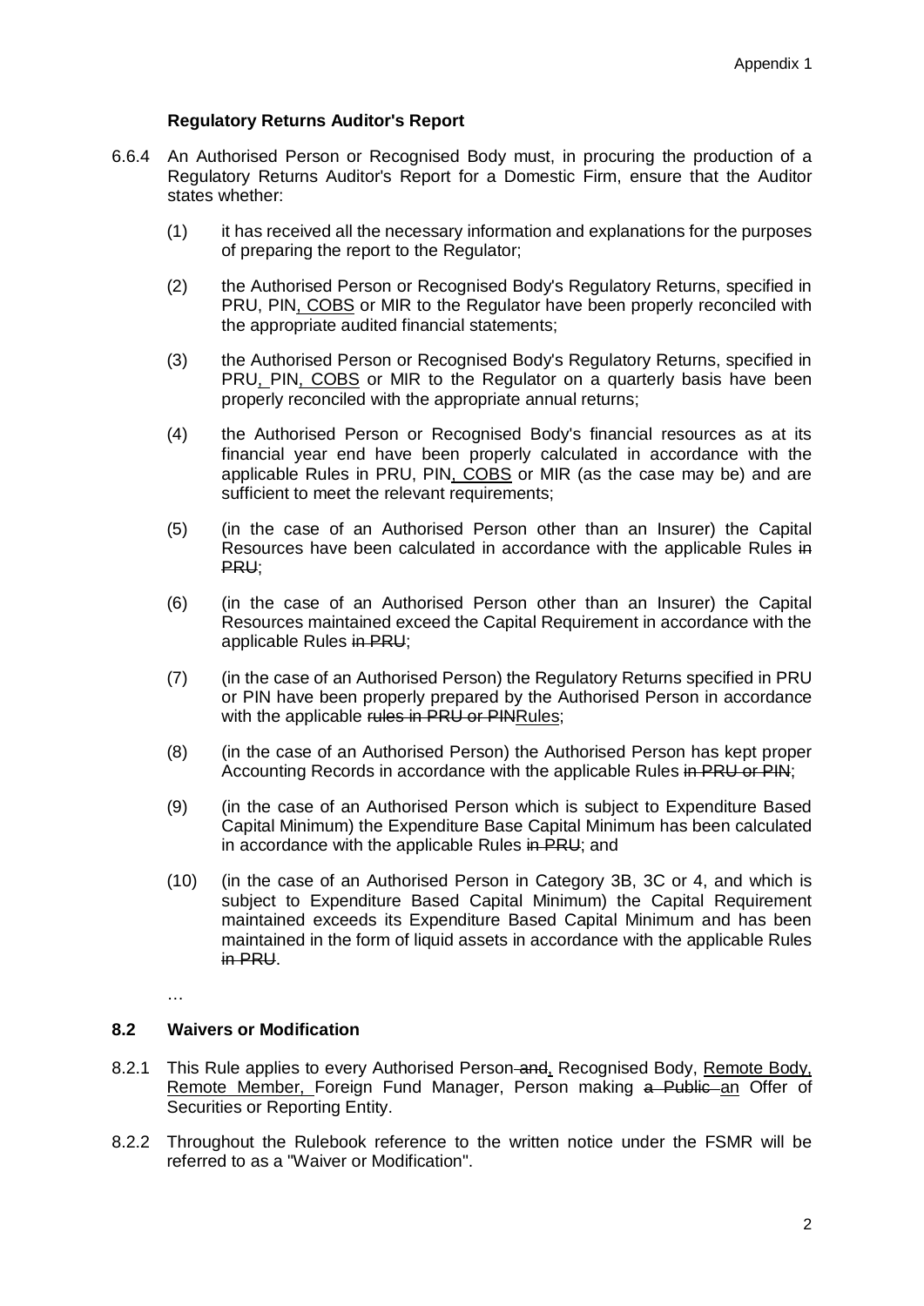**Regulatory Returns Auditor's Report**

6.6.4 An Authorised Person or Recognised Body must, in procuring the production of a Regulatory Returns Auditor's Report for a Domestic Firm, ensure that the Auditor states whether:

(1) it has received all the necessary information and explanations for the purposes of preparing the report to the Regulator;

(2) the Authorised Person or Recognised Body's Regulatory Returns, specified in PRU, PIN<u>, COBS</u> or MIR to the Regulator have been properly reconciled with the appropriate audited financial statements;

(3) the Authorised Person or Recognised Body's Regulatory Returns, specified in PRU<u>,</u> PIN<u>, COBS</u> or MIR to the Regulator on a quarterly basis have been properly reconciled with the appropriate annual returns;

(4) the Authorised Person or Recognised Body's financial resources as at its financial year end have been properly calculated in accordance with the applicable Rules in PRU, PIN<u>, COBS</u> or MIR (as the case may be) and are sufficient to meet the relevant requirements;

(5) (in the case of an Authorised Person other than an Insurer) the Capital Resources have been calculated in accordance with the applicable Rules ~~in PRU~~;

(6) (in the case of an Authorised Person other than an Insurer) the Capital Resources maintained exceed the Capital Requirement in accordance with the applicable Rules ~~in PRU~~;

(7) (in the case of an Authorised Person) the Regulatory Returns specified in PRU or PIN have been properly prepared by the Authorised Person in accordance with the applicable ~~rules in PRU or PIN~~<u>Rules</u>;

(8) (in the case of an Authorised Person) the Authorised Person has kept proper Accounting Records in accordance with the applicable Rules ~~in PRU or PIN~~;

(9) (in the case of an Authorised Person which is subject to Expenditure Based Capital Minimum) the Expenditure Base Capital Minimum has been calculated in accordance with the applicable Rules ~~in PRU~~; and

(10) (in the case of an Authorised Person in Category 3B, 3C or 4, and which is subject to Expenditure Based Capital Minimum) the Capital Requirement maintained exceeds its Expenditure Based Capital Minimum and has been maintained in the form of liquid assets in accordance with the applicable Rules ~~in PRU~~.

…

## 8.2 Waivers or Modification

8.2.1 This Rule applies to every Authorised Person ~~and~~<u>,</u> Recognised Body, <u>Remote Body, Remote Member,</u> Foreign Fund Manager, Person making ~~a Public~~ <u>an</u> Offer of Securities or Reporting Entity.

8.2.2 Throughout the Rulebook reference to the written notice under the FSMR will be referred to as a "Waiver or Modification".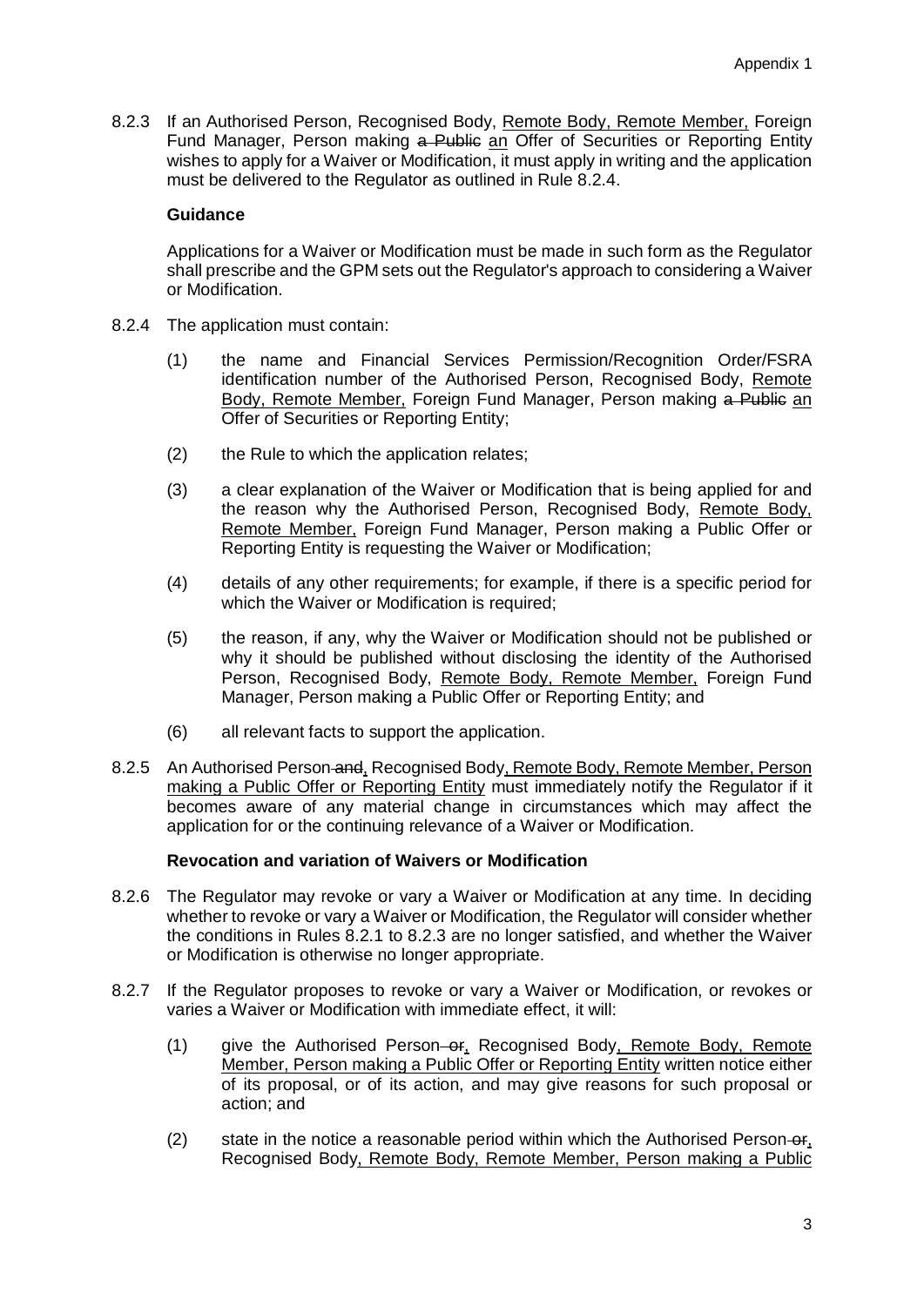8.2.3 If an Authorised Person, Recognised Body, Remote Body, Remote Member, Foreign Fund Manager, Person making ~~a Public~~ an Offer of Securities or Reporting Entity wishes to apply for a Waiver or Modification, it must apply in writing and the application must be delivered to the Regulator as outlined in Rule 8.2.4.

**Guidance**

Applications for a Waiver or Modification must be made in such form as the Regulator shall prescribe and the GPM sets out the Regulator's approach to considering a Waiver or Modification.

8.2.4 The application must contain:

(1) the name and Financial Services Permission/Recognition Order/FSRA identification number of the Authorised Person, Recognised Body, Remote Body, Remote Member, Foreign Fund Manager, Person making ~~a Public~~ an Offer of Securities or Reporting Entity;

(2) the Rule to which the application relates;

(3) a clear explanation of the Waiver or Modification that is being applied for and the reason why the Authorised Person, Recognised Body, Remote Body, Remote Member, Foreign Fund Manager, Person making a Public Offer or Reporting Entity is requesting the Waiver or Modification;

(4) details of any other requirements; for example, if there is a specific period for which the Waiver or Modification is required;

(5) the reason, if any, why the Waiver or Modification should not be published or why it should be published without disclosing the identity of the Authorised Person, Recognised Body, Remote Body, Remote Member, Foreign Fund Manager, Person making a Public Offer or Reporting Entity; and

(6) all relevant facts to support the application.

8.2.5 An Authorised Person ~~and~~, Recognised Body, Remote Body, Remote Member, Person making a Public Offer or Reporting Entity must immediately notify the Regulator if it becomes aware of any material change in circumstances which may affect the application for or the continuing relevance of a Waiver or Modification.

**Revocation and variation of Waivers or Modification**

8.2.6 The Regulator may revoke or vary a Waiver or Modification at any time. In deciding whether to revoke or vary a Waiver or Modification, the Regulator will consider whether the conditions in Rules 8.2.1 to 8.2.3 are no longer satisfied, and whether the Waiver or Modification is otherwise no longer appropriate.

8.2.7 If the Regulator proposes to revoke or vary a Waiver or Modification, or revokes or varies a Waiver or Modification with immediate effect, it will:

(1) give the Authorised Person ~~or~~, Recognised Body, Remote Body, Remote Member, Person making a Public Offer or Reporting Entity written notice either of its proposal, or of its action, and may give reasons for such proposal or action; and

(2) state in the notice a reasonable period within which the Authorised Person ~~or~~, Recognised Body, Remote Body, Remote Member, Person making a Public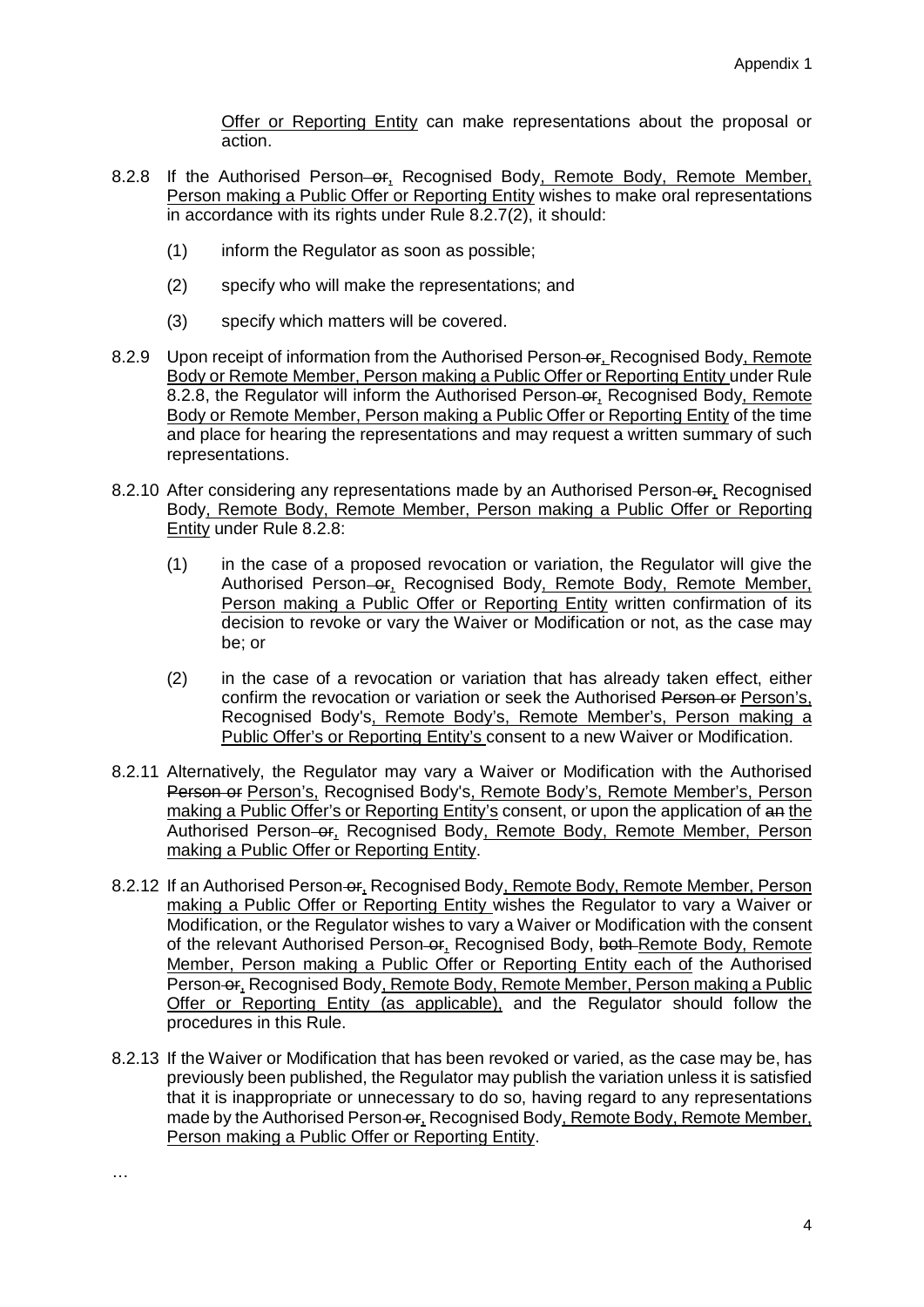Offer or Reporting Entity can make representations about the proposal or action.

8.2.8 If the Authorised Person ~~or~~, Recognised Body, Remote Body, Remote Member, Person making a Public Offer or Reporting Entity wishes to make oral representations in accordance with its rights under Rule 8.2.7(2), it should:

(1) inform the Regulator as soon as possible;

(2) specify who will make the representations; and

(3) specify which matters will be covered.

8.2.9 Upon receipt of information from the Authorised Person ~~or~~, Recognised Body, Remote Body or Remote Member, Person making a Public Offer or Reporting Entity under Rule 8.2.8, the Regulator will inform the Authorised Person ~~or~~, Recognised Body, Remote Body or Remote Member, Person making a Public Offer or Reporting Entity of the time and place for hearing the representations and may request a written summary of such representations.

8.2.10 After considering any representations made by an Authorised Person ~~or~~, Recognised Body, Remote Body, Remote Member, Person making a Public Offer or Reporting Entity under Rule 8.2.8:

(1) in the case of a proposed revocation or variation, the Regulator will give the Authorised Person ~~or~~, Recognised Body, Remote Body, Remote Member, Person making a Public Offer or Reporting Entity written confirmation of its decision to revoke or vary the Waiver or Modification or not, as the case may be; or

(2) in the case of a revocation or variation that has already taken effect, either confirm the revocation or variation or seek the Authorised ~~Person or~~ Person's, Recognised Body's, Remote Body's, Remote Member's, Person making a Public Offer's or Reporting Entity's consent to a new Waiver or Modification.

8.2.11 Alternatively, the Regulator may vary a Waiver or Modification with the Authorised ~~Person or~~ Person's, Recognised Body's, Remote Body's, Remote Member's, Person making a Public Offer's or Reporting Entity's consent, or upon the application of ~~an~~ the Authorised Person ~~or~~, Recognised Body, Remote Body, Remote Member, Person making a Public Offer or Reporting Entity.

8.2.12 If an Authorised Person ~~or~~, Recognised Body, Remote Body, Remote Member, Person making a Public Offer or Reporting Entity wishes the Regulator to vary a Waiver or Modification, or the Regulator wishes to vary a Waiver or Modification with the consent of the relevant Authorised Person ~~or~~, Recognised Body, ~~both~~ Remote Body, Remote Member, Person making a Public Offer or Reporting Entity each of the Authorised Person ~~or~~, Recognised Body, Remote Body, Remote Member, Person making a Public Offer or Reporting Entity (as applicable), and the Regulator should follow the procedures in this Rule.

8.2.13 If the Waiver or Modification that has been revoked or varied, as the case may be, has previously been published, the Regulator may publish the variation unless it is satisfied that it is inappropriate or unnecessary to do so, having regard to any representations made by the Authorised Person ~~or~~, Recognised Body, Remote Body, Remote Member, Person making a Public Offer or Reporting Entity.

…